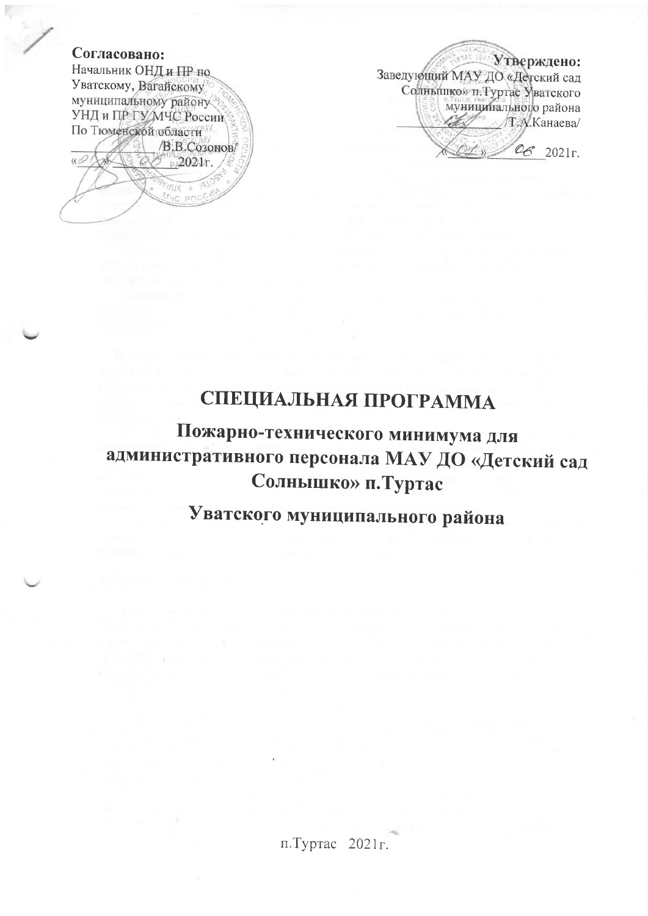**Согласовано:**
Начальник ОНД и ПР по Уватскому, Вагайскому муниципальному району УНД и ПР ГУ МЧС России По Тюменской области
____________ /В.В.Созонов/
«__» ______ 2021г.

**Утверждено:**
Заведующий МАУ ДО «Детский сад Солнышко» п.Туртас Уватского муниципального района
____________ /Т.А.Канаева/
«01» 06 2021г.

# СПЕЦИАЛЬНАЯ ПРОГРАММА

## Пожарно-технического минимума для административного персонала МАУ ДО «Детский сад Солнышко» п.Туртас

## Уватского муниципального района

п.Туртас 2021г.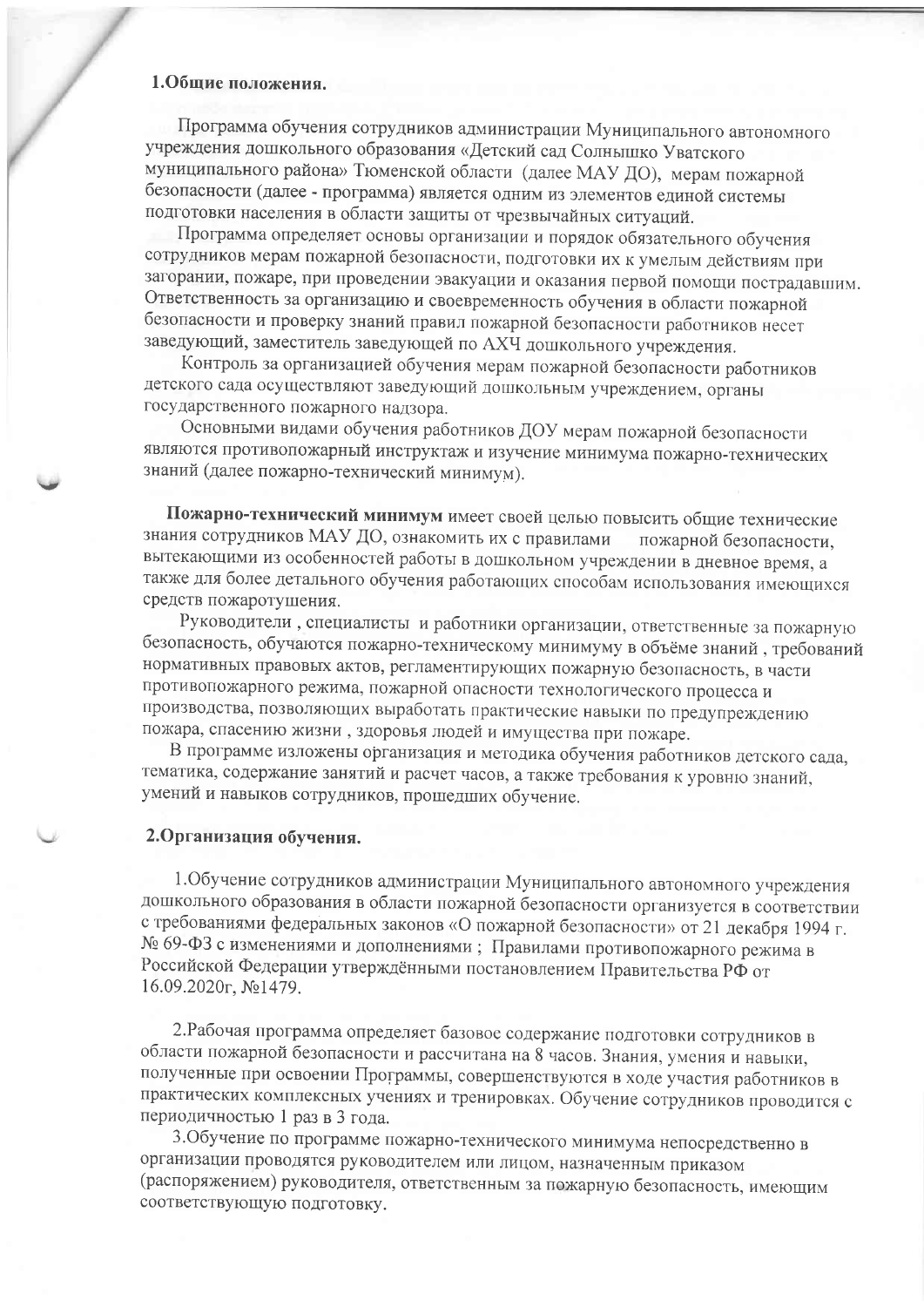## 1.Общие положения.

Программа обучения сотрудников администрации Муниципального автономного учреждения дошкольного образования «Детский сад Солнышко Уватского муниципального района» Тюменской области (далее МАУ ДО), мерам пожарной безопасности (далее - программа) является одним из элементов единой системы подготовки населения в области защиты от чрезвычайных ситуаций.

Программа определяет основы организации и порядок обязательного обучения сотрудников мерам пожарной безопасности, подготовки их к умелым действиям при загорании, пожаре, при проведении эвакуации и оказания первой помощи пострадавшим. Ответственность за организацию и своевременность обучения в области пожарной безопасности и проверку знаний правил пожарной безопасности работников несет заведующий, заместитель заведующей по АХЧ дошкольного учреждения.

Контроль за организацией обучения мерам пожарной безопасности работников детского сада осуществляют заведующий дошкольным учреждением, органы государственного пожарного надзора.

Основными видами обучения работников ДОУ мерам пожарной безопасности являются противопожарный инструктаж и изучение минимума пожарно-технических знаний (далее пожарно-технический минимум).

**Пожарно-технический минимум** имеет своей целью повысить общие технические знания сотрудников МАУ ДО, ознакомить их с правилами пожарной безопасности, вытекающими из особенностей работы в дошкольном учреждении в дневное время, а также для более детального обучения работающих способам использования имеющихся средств пожаротушения.

Руководители , специалисты и работники организации, ответственные за пожарную безопасность, обучаются пожарно-техническому минимуму в объёме знаний , требований нормативных правовых актов, регламентирующих пожарную безопасность, в части противопожарного режима, пожарной опасности технологического процесса и производства, позволяющих выработать практические навыки по предупреждению пожара, спасению жизни , здоровья людей и имущества при пожаре.

В программе изложены организация и методика обучения работников детского сада, тематика, содержание занятий и расчет часов, а также требования к уровню знаний, умений и навыков сотрудников, прошедших обучение.

## 2.Организация обучения.

1.Обучение сотрудников администрации Муниципального автономного учреждения дошкольного образования в области пожарной безопасности организуется в соответствии с требованиями федеральных законов «О пожарной безопасности» от 21 декабря 1994 г. № 69-ФЗ с изменениями и дополнениями ; Правилами противопожарного режима в Российской Федерации утверждёнными постановлением Правительства РФ от 16.09.2020г, №1479.

2.Рабочая программа определяет базовое содержание подготовки сотрудников в области пожарной безопасности и рассчитана на 8 часов. Знания, умения и навыки, полученные при освоении Программы, совершенствуются в ходе участия работников в практических комплексных учениях и тренировках. Обучение сотрудников проводится с периодичностью 1 раз в 3 года.

3.Обучение по программе пожарно-технического минимума непосредственно в организации проводятся руководителем или лицом, назначенным приказом (распоряжением) руководителя, ответственным за пожарную безопасность, имеющим соответствующую подготовку.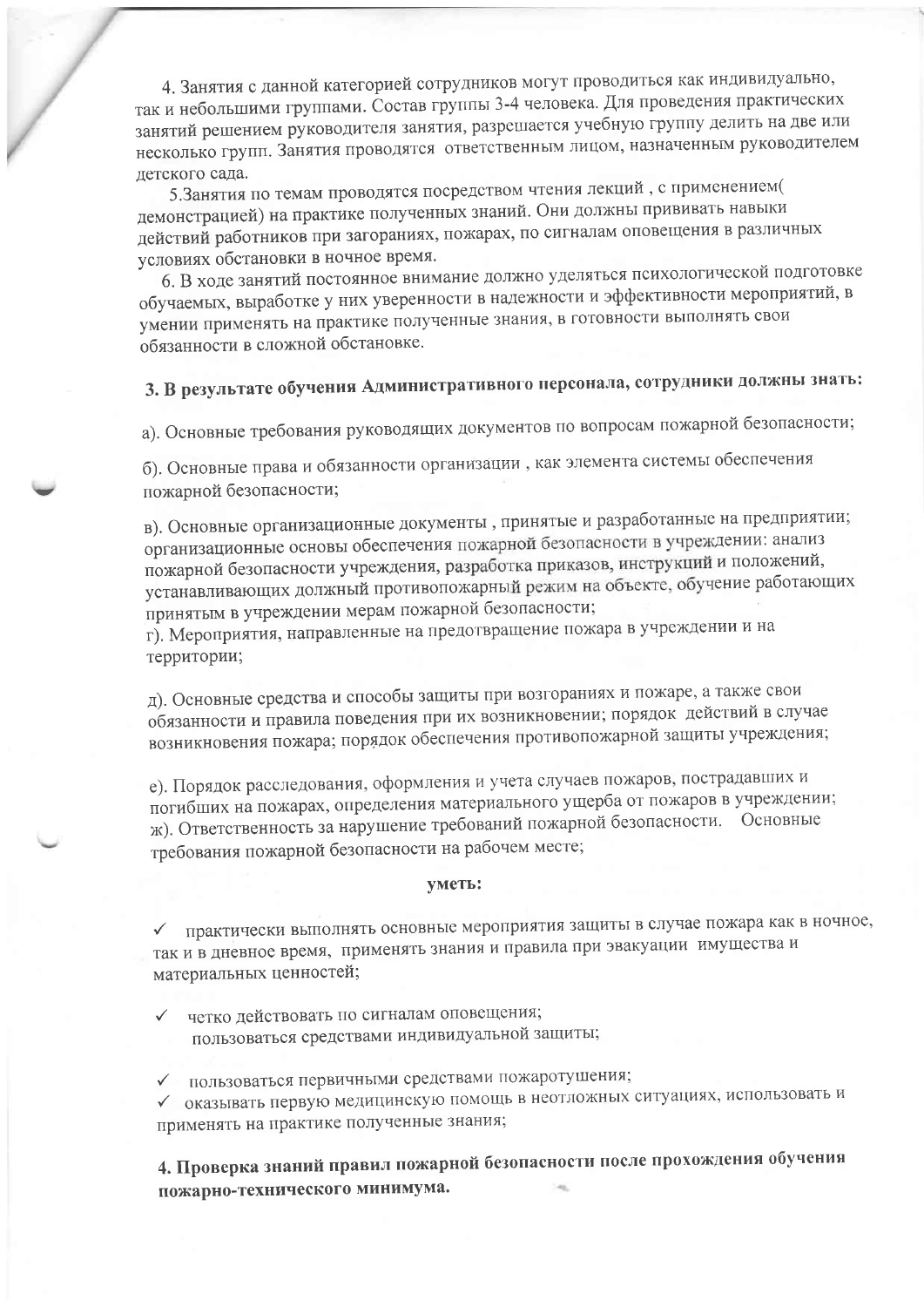4. Занятия с данной категорией сотрудников могут проводиться как индивидуально, так и небольшими группами. Состав группы 3-4 человека. Для проведения практических занятий решением руководителя занятия, разрешается учебную группу делить на две или несколько групп. Занятия проводятся ответственным лицом, назначенным руководителем детского сада.

5.Занятия по темам проводятся посредством чтения лекций , с применением( демонстрацией) на практике полученных знаний. Они должны прививать навыки действий работников при загораниях, пожарах, по сигналам оповещения в различных условиях обстановки в ночное время.

6. В ходе занятий постоянное внимание должно уделяться психологической подготовке обучаемых, выработке у них уверенности в надежности и эффективности мероприятий, в умении применять на практике полученные знания, в готовности выполнять свои обязанности в сложной обстановке.

### 3. В результате обучения Административного персонала, сотрудники должны знать:

а). Основные требования руководящих документов по вопросам пожарной безопасности;

б). Основные права и обязанности организации , как элемента системы обеспечения пожарной безопасности;

в). Основные организационные документы , принятые и разработанные на предприятии; организационные основы обеспечения пожарной безопасности в учреждении: анализ пожарной безопасности учреждения, разработка приказов, инструкций и положений, устанавливающих должный противопожарный режим на объекте, обучение работающих принятым в учреждении мерам пожарной безопасности;
г). Мероприятия, направленные на предотвращение пожара в учреждении и на территории;

д). Основные средства и способы защиты при возгораниях и пожаре, а также свои обязанности и правила поведения при их возникновении; порядок действий в случае возникновения пожара; порядок обеспечения противопожарной защиты учреждения;

е). Порядок расследования, оформления и учета случаев пожаров, пострадавших и погибших на пожарах, определения материального ущерба от пожаров в учреждении;
ж). Ответственность за нарушение требований пожарной безопасности. Основные требования пожарной безопасности на рабочем месте;

**уметь:**

- ✓ практически выполнять основные мероприятия защиты в случае пожара как в ночное, так и в дневное время, применять знания и правила при эвакуации имущества и материальных ценностей;

- ✓ четко действовать по сигналам оповещения;
  пользоваться средствами индивидуальной защиты;

- ✓ пользоваться первичными средствами пожаротушения;
- ✓ оказывать первую медицинскую помощь в неотложных ситуациях, использовать и применять на практике полученные знания;

### 4. Проверка знаний правил пожарной безопасности после прохождения обучения пожарно-технического минимума.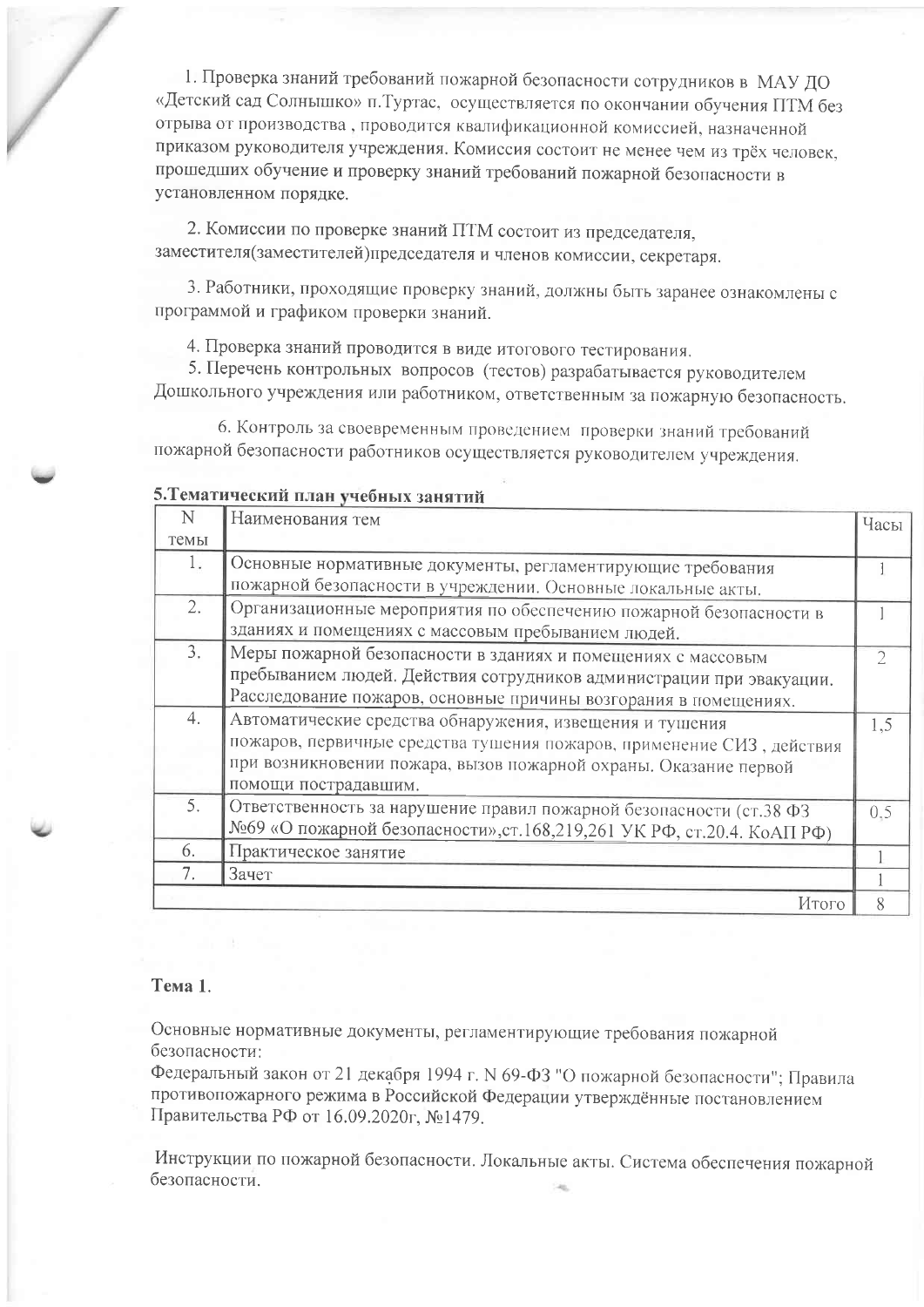1. Проверка знаний требований пожарной безопасности сотрудников в МАУ ДО «Детский сад Солнышко» п.Туртас, осуществляется по окончании обучения ПТМ без отрыва от производства , проводится квалификационной комиссией, назначенной приказом руководителя учреждения. Комиссия состоит не менее чем из трёх человек, прошедших обучение и проверку знаний требований пожарной безопасности в установленном порядке.

2. Комиссии по проверке знаний ПТМ состоит из председателя, заместителя(заместителей)председателя и членов комиссии, секретаря.

3. Работники, проходящие проверку знаний, должны быть заранее ознакомлены с программой и графиком проверки знаний.

4. Проверка знаний проводится в виде итогового тестирования.

5. Перечень контрольных вопросов (тестов) разрабатывается руководителем Дошкольного учреждения или работником, ответственным за пожарную безопасность.

6. Контроль за своевременным проведением проверки знаний требований пожарной безопасности работников осуществляется руководителем учреждения.

## 5.Тематический план учебных занятий

| N темы | Наименования тем | Часы |
|---|---|---|
| 1. | Основные нормативные документы, регламентирующие требования пожарной безопасности в учреждении. Основные локальные акты. | 1 |
| 2. | Организационные мероприятия по обеспечению пожарной безопасности в зданиях и помещениях с массовым пребыванием людей. | 1 |
| 3. | Меры пожарной безопасности в зданиях и помещениях с массовым пребыванием людей. Действия сотрудников администрации при эвакуации. Расследование пожаров, основные причины возгорания в помещениях. | 2 |
| 4. | Автоматические средства обнаружения, извещения и тушения пожаров, первичные средства тушения пожаров, применение СИЗ , действия при возникновении пожара, вызов пожарной охраны. Оказание первой помощи пострадавшим. | 1,5 |
| 5. | Ответственность за нарушение правил пожарной безопасности (ст.38 ФЗ №69 «О пожарной безопасности»,ст.168,219,261 УК РФ, ст.20.4. КоАП РФ) | 0,5 |
| 6. | Практическое занятие | 1 |
| 7. | Зачет | 1 |
| | Итого | 8 |

**Тема 1.**

Основные нормативные документы, регламентирующие требования пожарной безопасности:
Федеральный закон от 21 декабря 1994 г. N 69-ФЗ "О пожарной безопасности"; Правила противопожарного режима в Российской Федерации утверждённые постановлением Правительства РФ от 16.09.2020г, №1479.

Инструкции по пожарной безопасности. Локальные акты. Система обеспечения пожарной безопасности.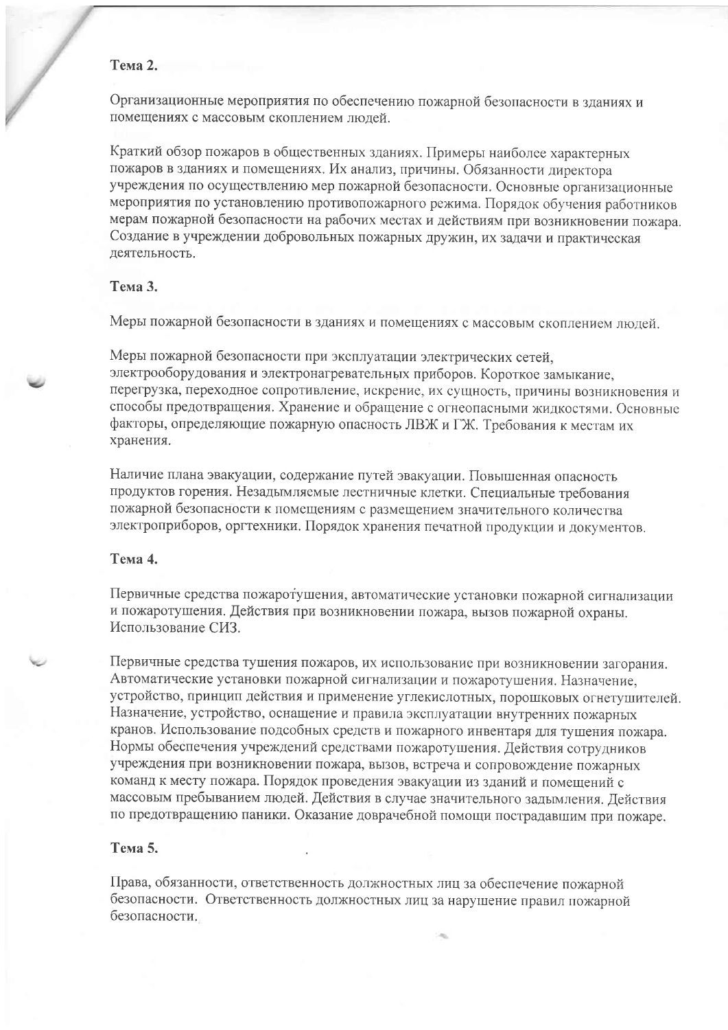**Тема 2.**

Организационные мероприятия по обеспечению пожарной безопасности в зданиях и помещениях с массовым скоплением людей.

Краткий обзор пожаров в общественных зданиях. Примеры наиболее характерных пожаров в зданиях и помещениях. Их анализ, причины. Обязанности директора учреждения по осуществлению мер пожарной безопасности. Основные организационные мероприятия по установлению противопожарного режима. Порядок обучения работников мерам пожарной безопасности на рабочих местах и действиям при возникновении пожара. Создание в учреждении добровольных пожарных дружин, их задачи и практическая деятельность.

**Тема 3.**

Меры пожарной безопасности в зданиях и помещениях с массовым скоплением людей.

Меры пожарной безопасности при эксплуатации электрических сетей, электрооборудования и электронагревательных приборов. Короткое замыкание, перегрузка, переходное сопротивление, искрение, их сущность, причины возникновения и способы предотвращения. Хранение и обращение с огнеопасными жидкостями. Основные факторы, определяющие пожарную опасность ЛВЖ и ГЖ. Требования к местам их хранения.

Наличие плана эвакуации, содержание путей эвакуации. Повышенная опасность продуктов горения. Незадымляемые лестничные клетки. Специальные требования пожарной безопасности к помещениям с размещением значительного количества электроприборов, оргтехники. Порядок хранения печатной продукции и документов.

**Тема 4.**

Первичные средства пожаротушения, автоматические установки пожарной сигнализации и пожаротушения. Действия при возникновении пожара, вызов пожарной охраны. Использование СИЗ.

Первичные средства тушения пожаров, их использование при возникновении загорания. Автоматические установки пожарной сигнализации и пожаротушения. Назначение, устройство, принцип действия и применение углекислотных, порошковых огнетушителей. Назначение, устройство, оснащение и правила эксплуатации внутренних пожарных кранов. Использование подсобных средств и пожарного инвентаря для тушения пожара. Нормы обеспечения учреждений средствами пожаротушения. Действия сотрудников учреждения при возникновении пожара, вызов, встреча и сопровождение пожарных команд к месту пожара. Порядок проведения эвакуации из зданий и помещений с массовым пребыванием людей. Действия в случае значительного задымления. Действия по предотвращению паники. Оказание доврачебной помощи пострадавшим при пожаре.

**Тема 5.**

Права, обязанности, ответственность должностных лиц за обеспечение пожарной безопасности. Ответственность должностных лиц за нарушение правил пожарной безопасности.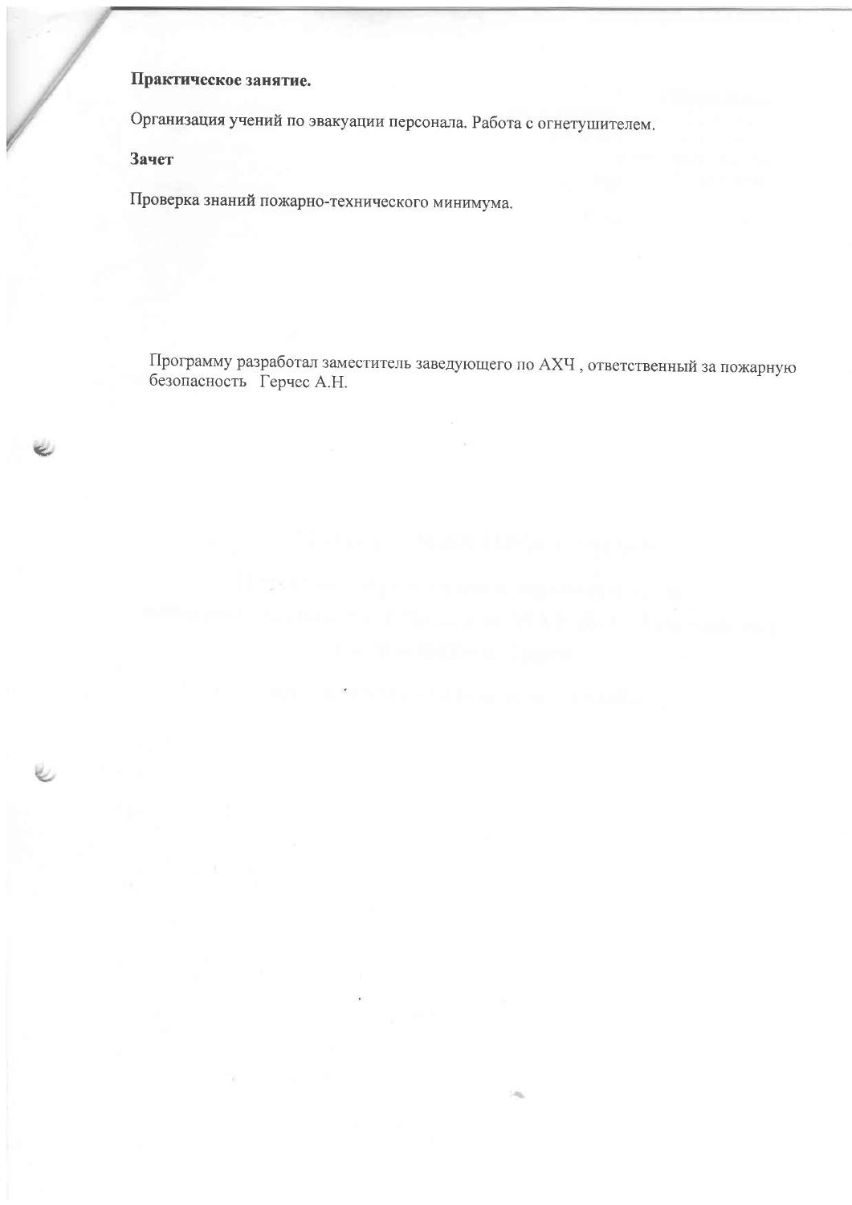**Практическое занятие.**

Организация учений по эвакуации персонала. Работа с огнетушителем.

**Зачет**

Проверка знаний пожарно-технического минимума.

Программу разработал заместитель заведующего по АХЧ , ответственный за пожарную безопасность Герчес А.Н.